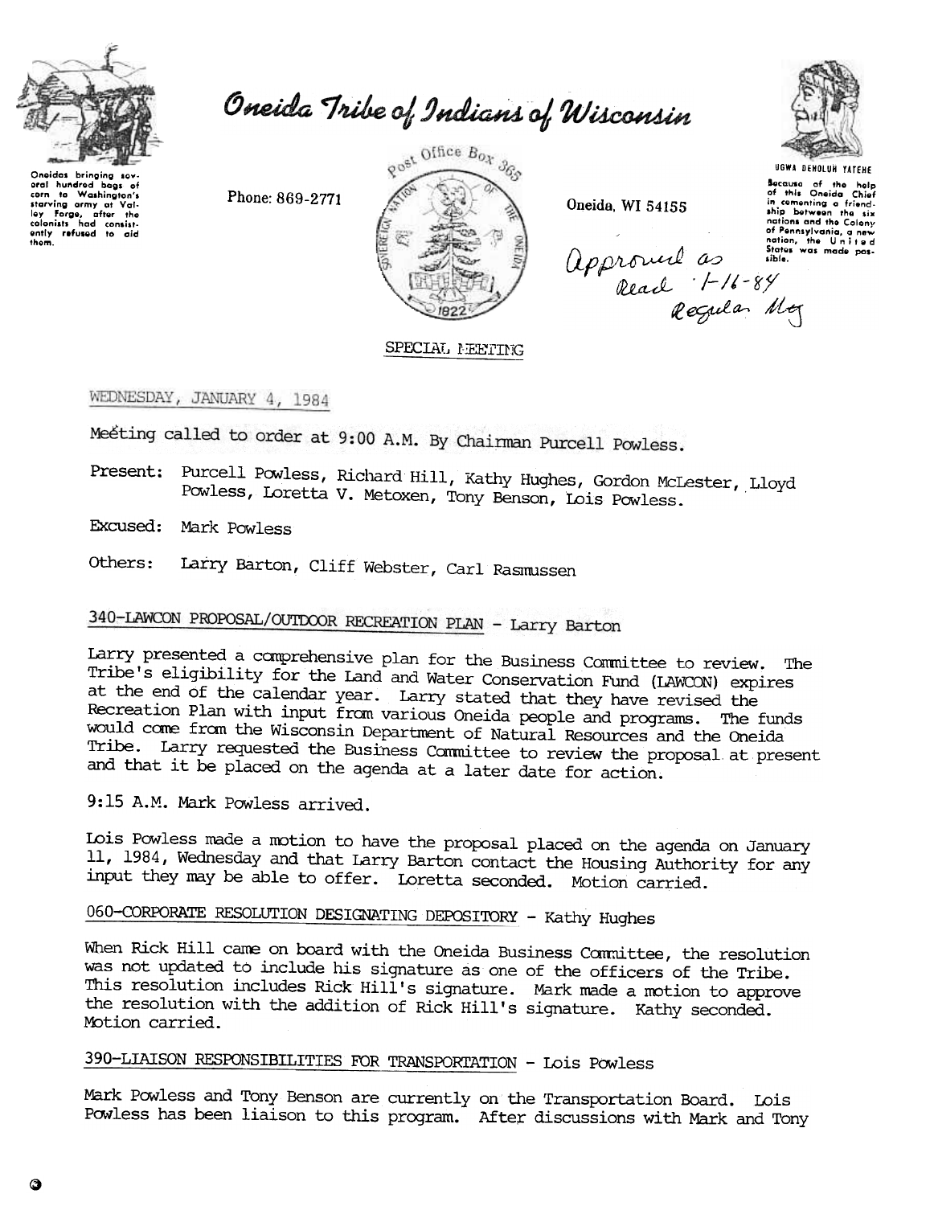# Oneida Tribe of Indians of Wisconsin

Oneidas bringing several hundred bags of corn to Washington's starving army at Valley Forge, after the colonists had consistently refused to aid them.

Phone: 869-2771

Post Office Box 365

Oneida, WI 54155

UGWA DEHOLUH YATEHE

Because of the help of this Oneida Chief in cementing a friendship between the six nations and the Colony of Pennsylvania, a new nation, the United States was made possible.

Approved as Read 1-16-84 Regular Mtg

SPECIAL MEETING

WEDNESDAY, JANUARY 4, 1984

Meeting called to order at 9:00 A.M. By Chairman Purcell Powless.

Present: Purcell Powless, Richard Hill, Kathy Hughes, Gordon McLester, Lloyd Powless, Loretta V. Metoxen, Tony Benson, Lois Powless.

Excused: Mark Powless

Others: Larry Barton, Cliff Webster, Carl Rasmussen

## 340-LAWCON PROPOSAL/OUTDOOR RECREATION PLAN - Larry Barton

Larry presented a comprehensive plan for the Business Committee to review. The Tribe's eligibility for the Land and Water Conservation Fund (LAWCON) expires at the end of the calendar year. Larry stated that they have revised the Recreation Plan with input from various Oneida people and programs. The funds would come from the Wisconsin Department of Natural Resources and the Oneida Tribe. Larry requested the Business Committee to review the proposal at present and that it be placed on the agenda at a later date for action.

9:15 A.M. Mark Powless arrived.

Lois Powless made a motion to have the proposal placed on the agenda on January 11, 1984, Wednesday and that Larry Barton contact the Housing Authority for any input they may be able to offer. Loretta seconded. Motion carried.

## 060-CORPORATE RESOLUTION DESIGNATING DEPOSITORY - Kathy Hughes

When Rick Hill came on board with the Oneida Business Committee, the resolution was not updated to include his signature as one of the officers of the Tribe. This resolution includes Rick Hill's signature. Mark made a motion to approve the resolution with the addition of Rick Hill's signature. Kathy seconded. Motion carried.

## 390-LIAISON RESPONSIBILITIES FOR TRANSPORTATION - Lois Powless

Mark Powless and Tony Benson are currently on the Transportation Board. Lois Powless has been liaison to this program. After discussions with Mark and Tony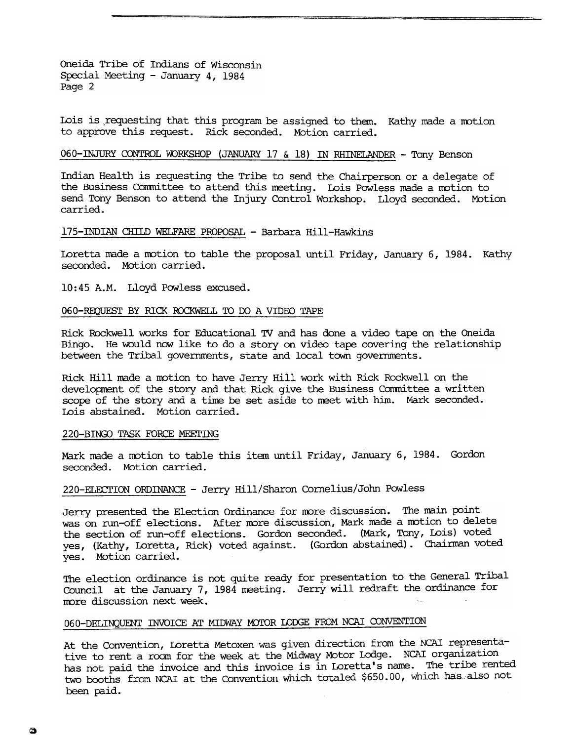Lois is requesting that this program be assigned to them. Kathy made a motion to approve this request. Rick seconded. Motion carried.

060-INJURY CONTROL WORKSHOP (JANUARY 17 & 18) IN RHINELANDER - Tony Benson

Indian Health is requesting the Tribe to send the Chairperson or a delegate of the Business Committee to attend this meeting. Lois Powless made a motion to send Tony Benson to attend the Injury Control Workshop. Lloyd seconded. Motion carried.

175-INDIAN CHILD WELFARE PROPOSAL - Barbara Hill-Hawkins

Loretta made a motion to table the proposal until Friday, January 6, 1984. Kathy seconded. Motion carried.

10:45 A.M. Lloyd Powless excused.

060-REQUEST BY RICK ROCKWELL TO DO A VIDEO TAPE

Rick Rockwell works for Educational TV and has done a video tape on the Oneida Bingo. He would now like to do a story on video tape covering the relationship between the Tribal governments, state and local town governments.

Rick Hill made a motion to have Jerry Hill work with Rick Rockwell on the development of the story and that Rick give the Business Committee a written scope of the story and a time be set aside to meet with him. Mark seconded. Lois abstained. Motion carried.

220-BINGO TASK FORCE MEETING

Mark made a motion to table this item until Friday, January 6, 1984. Gordon seconded. Motion carried.

220-ELECTION ORDINANCE - Jerry Hill/Sharon Cornelius/John Powless

Jerry presented the Election Ordinance for more discussion. The main point was on run-off elections. After more discussion, Mark made a motion to delete the section of run-off elections. Gordon seconded. (Mark, Tony, Lois) voted yes, (Kathy, Loretta, Rick) voted against. (Gordon abstained). Chairman voted yes. Motion carried.

The election ordinance is not quite ready for presentation to the General Tribal Council at the January 7, 1984 meeting. Jerry will redraft the ordinance for more discussion next week.

060-DELINQUENT INVOICE AT MIDWAY MOTOR LODGE FROM NCAI CONVENTION

At the Convention, Loretta Metoxen was given direction from the NCAI representative to rent a room for the week at the Midway Motor Lodge. NCAI organization has not paid the invoice and this invoice is in Loretta's name. The tribe rented two booths from NCAI at the Convention which totaled $650.00, which has also not been paid.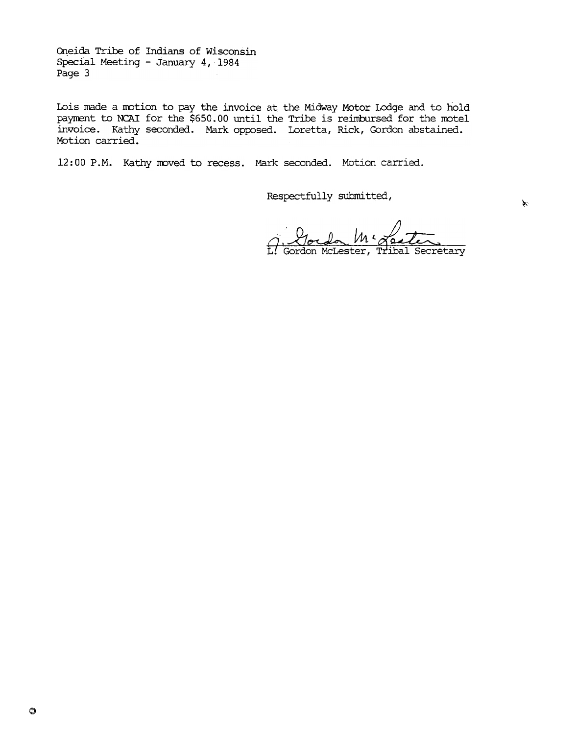Lois made a motion to pay the invoice at the Midway Motor Lodge and to hold payment to NCAI for the $650.00 until the Tribe is reimbursed for the motel invoice. Kathy seconded. Mark opposed. Loretta, Rick, Gordon abstained. Motion carried.

12:00 P.M. Kathy moved to recess. Mark seconded. Motion carried.

Respectfully submitted,

L. Gordon McLester, Tribal Secretary